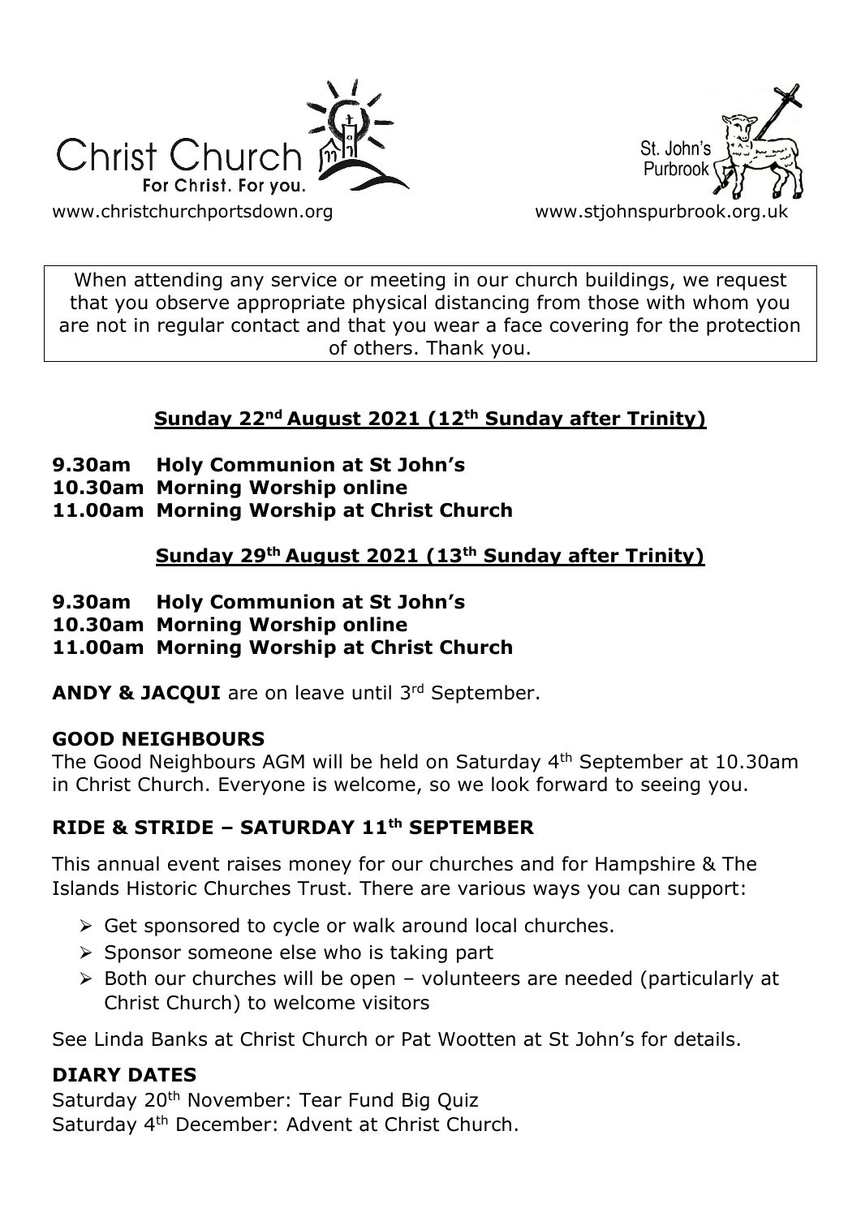Christ Church
For Christ. For you.

www.christchurchportsdown.org

St. John's Purbrook

www.stjohnspurbrook.org.uk

When attending any service or meeting in our church buildings, we request that you observe appropriate physical distancing from those with whom you are not in regular contact and that you wear a face covering for the protection of others. Thank you.

## Sunday 22nd August 2021 (12th Sunday after Trinity)

**9.30am Holy Communion at St John's**
**10.30am Morning Worship online**
**11.00am Morning Worship at Christ Church**

## Sunday 29th August 2021 (13th Sunday after Trinity)

**9.30am Holy Communion at St John's**
**10.30am Morning Worship online**
**11.00am Morning Worship at Christ Church**

**ANDY & JACQUI** are on leave until 3rd September.

### GOOD NEIGHBOURS

The Good Neighbours AGM will be held on Saturday 4th September at 10.30am in Christ Church. Everyone is welcome, so we look forward to seeing you.

### RIDE & STRIDE – SATURDAY 11th SEPTEMBER

This annual event raises money for our churches and for Hampshire & The Islands Historic Churches Trust. There are various ways you can support:

- Get sponsored to cycle or walk around local churches.
- Sponsor someone else who is taking part
- Both our churches will be open – volunteers are needed (particularly at Christ Church) to welcome visitors

See Linda Banks at Christ Church or Pat Wootten at St John's for details.

### DIARY DATES

Saturday 20th November: Tear Fund Big Quiz
Saturday 4th December: Advent at Christ Church.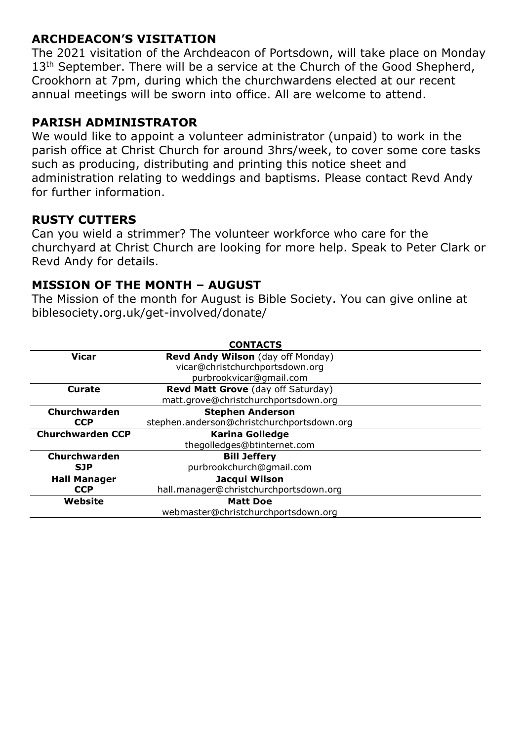## ARCHDEACON'S VISITATION

The 2021 visitation of the Archdeacon of Portsdown, will take place on Monday 13th September. There will be a service at the Church of the Good Shepherd, Crookhorn at 7pm, during which the churchwardens elected at our recent annual meetings will be sworn into office. All are welcome to attend.

## PARISH ADMINISTRATOR

We would like to appoint a volunteer administrator (unpaid) to work in the parish office at Christ Church for around 3hrs/week, to cover some core tasks such as producing, distributing and printing this notice sheet and administration relating to weddings and baptisms. Please contact Revd Andy for further information.

## RUSTY CUTTERS

Can you wield a strimmer? The volunteer workforce who care for the churchyard at Christ Church are looking for more help. Speak to Peter Clark or Revd Andy for details.

## MISSION OF THE MONTH – AUGUST

The Mission of the month for August is Bible Society. You can give online at biblesociety.org.uk/get-involved/donate/

**CONTACTS**

| | |
|---|---|
| **Vicar** | **Revd Andy Wilson** (day off Monday)<br>vicar@christchurchportsdown.org<br>purbrookvicar@gmail.com |
| **Curate** | **Revd Matt Grove** (day off Saturday)<br>matt.grove@christchurchportsdown.org |
| **Churchwarden CCP** | **Stephen Anderson**<br>stephen.anderson@christchurchportsdown.org |
| **Churchwarden CCP** | **Karina Golledge**<br>thegolledges@btinternet.com |
| **Churchwarden SJP** | **Bill Jeffery**<br>purbrookchurch@gmail.com |
| **Hall Manager CCP** | **Jacqui Wilson**<br>hall.manager@christchurchportsdown.org |
| **Website** | **Matt Doe**<br>webmaster@christchurchportsdown.org |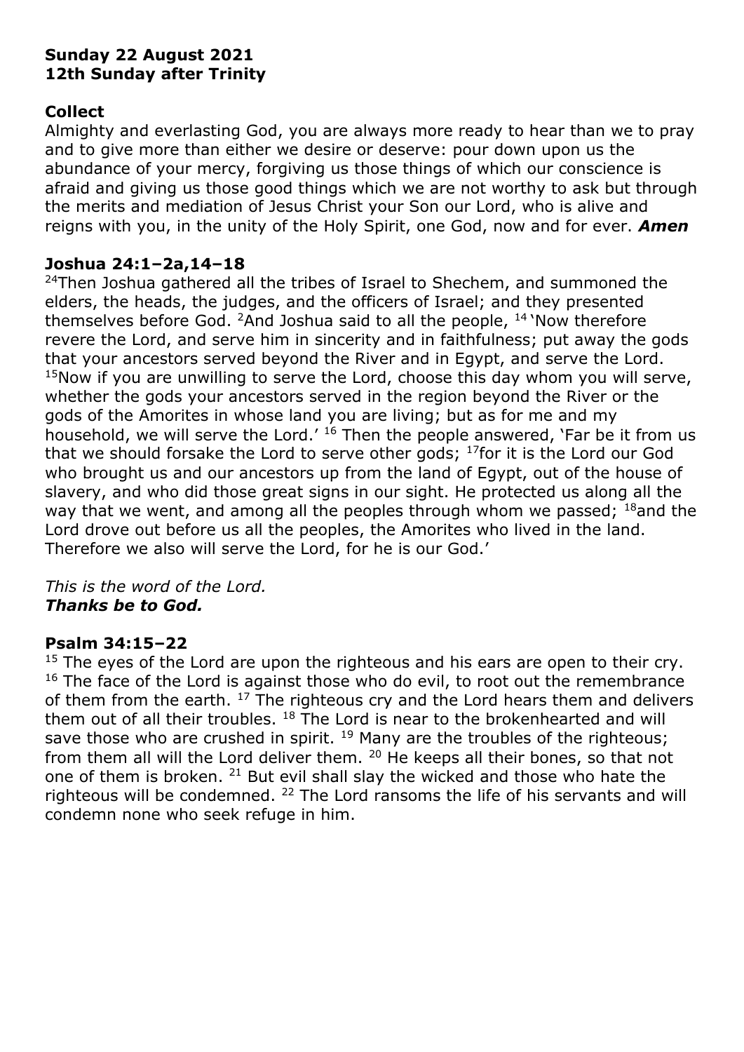**Sunday 22 August 2021**
**12th Sunday after Trinity**

**Collect**

Almighty and everlasting God, you are always more ready to hear than we to pray and to give more than either we desire or deserve: pour down upon us the abundance of your mercy, forgiving us those things of which our conscience is afraid and giving us those good things which we are not worthy to ask but through the merits and mediation of Jesus Christ your Son our Lord, who is alive and reigns with you, in the unity of the Holy Spirit, one God, now and for ever. ***Amen***

**Joshua 24:1–2a,14–18**

[24]Then Joshua gathered all the tribes of Israel to Shechem, and summoned the elders, the heads, the judges, and the officers of Israel; and they presented themselves before God. [2]And Joshua said to all the people, [14] 'Now therefore revere the Lord, and serve him in sincerity and in faithfulness; put away the gods that your ancestors served beyond the River and in Egypt, and serve the Lord. [15]Now if you are unwilling to serve the Lord, choose this day whom you will serve, whether the gods your ancestors served in the region beyond the River or the gods of the Amorites in whose land you are living; but as for me and my household, we will serve the Lord.' [16] Then the people answered, 'Far be it from us that we should forsake the Lord to serve other gods; [17]for it is the Lord our God who brought us and our ancestors up from the land of Egypt, out of the house of slavery, and who did those great signs in our sight. He protected us along all the way that we went, and among all the peoples through whom we passed; [18]and the Lord drove out before us all the peoples, the Amorites who lived in the land. Therefore we also will serve the Lord, for he is our God.'

*This is the word of the Lord.*
***Thanks be to God.***

**Psalm 34:15–22**

[15] The eyes of the Lord are upon the righteous and his ears are open to their cry. [16] The face of the Lord is against those who do evil, to root out the remembrance of them from the earth. [17] The righteous cry and the Lord hears them and delivers them out of all their troubles. [18] The Lord is near to the brokenhearted and will save those who are crushed in spirit. [19] Many are the troubles of the righteous; from them all will the Lord deliver them. [20] He keeps all their bones, so that not one of them is broken. [21] But evil shall slay the wicked and those who hate the righteous will be condemned. [22] The Lord ransoms the life of his servants and will condemn none who seek refuge in him.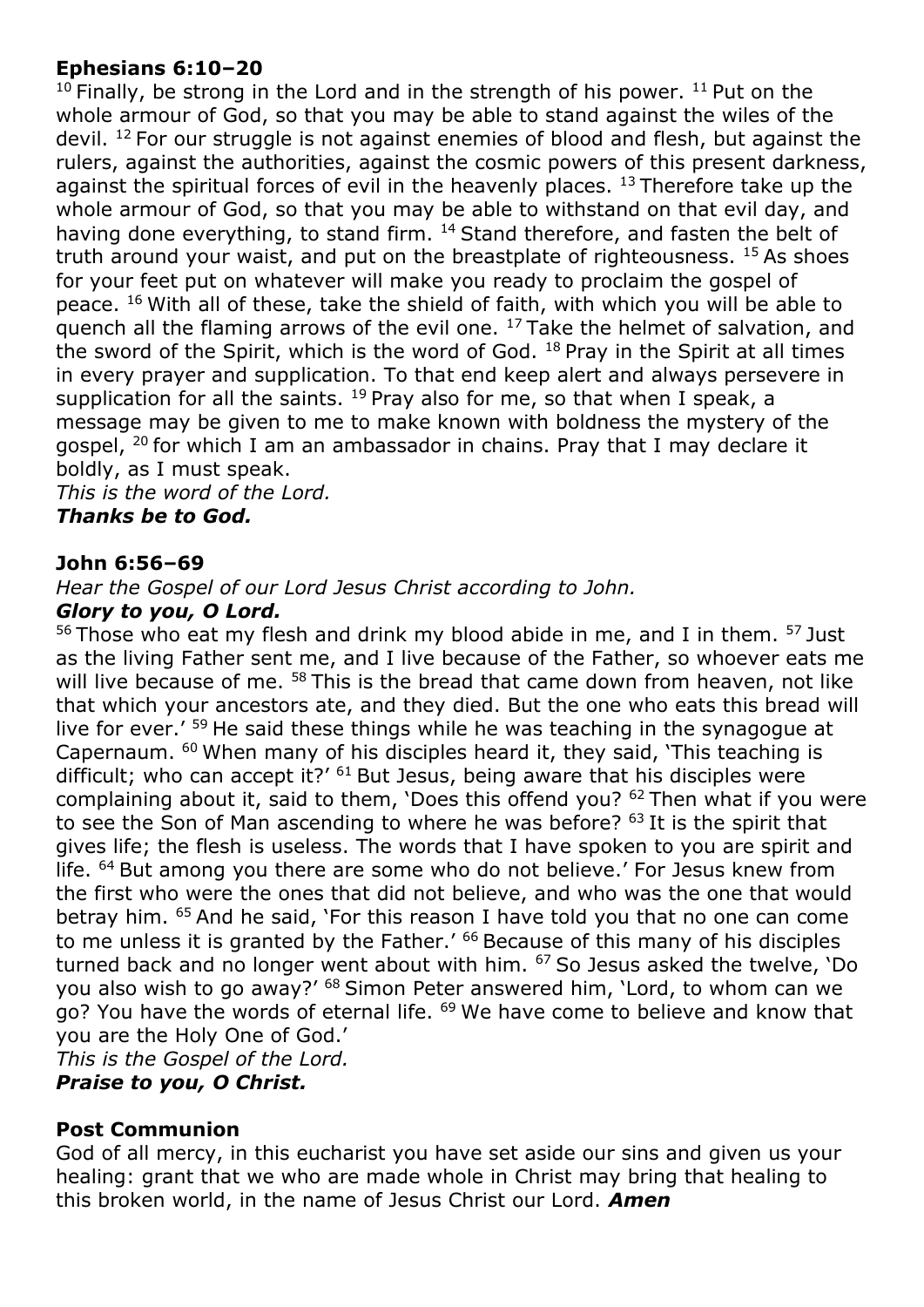**Ephesians 6:10–20**

[10] Finally, be strong in the Lord and in the strength of his power. [11] Put on the whole armour of God, so that you may be able to stand against the wiles of the devil. [12] For our struggle is not against enemies of blood and flesh, but against the rulers, against the authorities, against the cosmic powers of this present darkness, against the spiritual forces of evil in the heavenly places. [13] Therefore take up the whole armour of God, so that you may be able to withstand on that evil day, and having done everything, to stand firm. [14] Stand therefore, and fasten the belt of truth around your waist, and put on the breastplate of righteousness. [15] As shoes for your feet put on whatever will make you ready to proclaim the gospel of peace. [16] With all of these, take the shield of faith, with which you will be able to quench all the flaming arrows of the evil one. [17] Take the helmet of salvation, and the sword of the Spirit, which is the word of God. [18] Pray in the Spirit at all times in every prayer and supplication. To that end keep alert and always persevere in supplication for all the saints. [19] Pray also for me, so that when I speak, a message may be given to me to make known with boldness the mystery of the gospel, [20] for which I am an ambassador in chains. Pray that I may declare it boldly, as I must speak.

*This is the word of the Lord.*

***Thanks be to God.***

**John 6:56–69**

*Hear the Gospel of our Lord Jesus Christ according to John.*

***Glory to you, O Lord.***

[56] Those who eat my flesh and drink my blood abide in me, and I in them. [57] Just as the living Father sent me, and I live because of the Father, so whoever eats me will live because of me. [58] This is the bread that came down from heaven, not like that which your ancestors ate, and they died. But the one who eats this bread will live for ever.' [59] He said these things while he was teaching in the synagogue at Capernaum. [60] When many of his disciples heard it, they said, 'This teaching is difficult; who can accept it?' [61] But Jesus, being aware that his disciples were complaining about it, said to them, 'Does this offend you? [62] Then what if you were to see the Son of Man ascending to where he was before? [63] It is the spirit that gives life; the flesh is useless. The words that I have spoken to you are spirit and life. [64] But among you there are some who do not believe.' For Jesus knew from the first who were the ones that did not believe, and who was the one that would betray him. [65] And he said, 'For this reason I have told you that no one can come to me unless it is granted by the Father.' [66] Because of this many of his disciples turned back and no longer went about with him. [67] So Jesus asked the twelve, 'Do you also wish to go away?' [68] Simon Peter answered him, 'Lord, to whom can we go? You have the words of eternal life. [69] We have come to believe and know that you are the Holy One of God.'

*This is the Gospel of the Lord.*

***Praise to you, O Christ.***

**Post Communion**

God of all mercy, in this eucharist you have set aside our sins and given us your healing: grant that we who are made whole in Christ may bring that healing to this broken world, in the name of Jesus Christ our Lord. ***Amen***